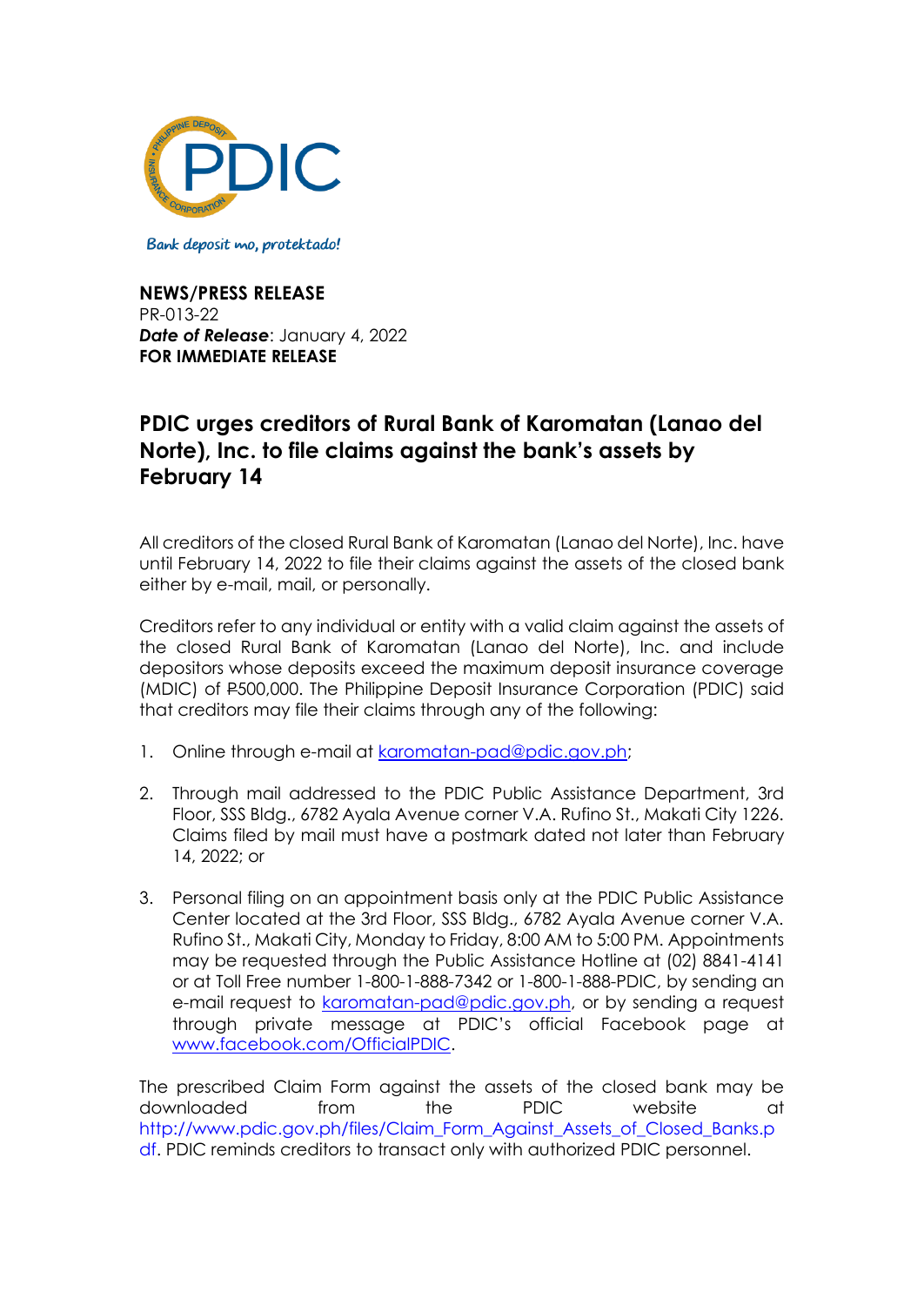Bank deposit mo, protektado!

**NEWS/PRESS RELEASE**
PR-013-22
***Date of Release***: January 4, 2022
**FOR IMMEDIATE RELEASE**

# PDIC urges creditors of Rural Bank of Karomatan (Lanao del Norte), Inc. to file claims against the bank's assets by February 14

All creditors of the closed Rural Bank of Karomatan (Lanao del Norte), Inc. have until February 14, 2022 to file their claims against the assets of the closed bank either by e-mail, mail, or personally.

Creditors refer to any individual or entity with a valid claim against the assets of the closed Rural Bank of Karomatan (Lanao del Norte), Inc. and include depositors whose deposits exceed the maximum deposit insurance coverage (MDIC) of ₱500,000. The Philippine Deposit Insurance Corporation (PDIC) said that creditors may file their claims through any of the following:

1. Online through e-mail at karomatan-pad@pdic.gov.ph;

2. Through mail addressed to the PDIC Public Assistance Department, 3rd Floor, SSS Bldg., 6782 Ayala Avenue corner V.A. Rufino St., Makati City 1226. Claims filed by mail must have a postmark dated not later than February 14, 2022; or

3. Personal filing on an appointment basis only at the PDIC Public Assistance Center located at the 3rd Floor, SSS Bldg., 6782 Ayala Avenue corner V.A. Rufino St., Makati City, Monday to Friday, 8:00 AM to 5:00 PM. Appointments may be requested through the Public Assistance Hotline at (02) 8841-4141 or at Toll Free number 1-800-1-888-7342 or 1-800-1-888-PDIC, by sending an e-mail request to karomatan-pad@pdic.gov.ph, or by sending a request through private message at PDIC's official Facebook page at www.facebook.com/OfficialPDIC.

The prescribed Claim Form against the assets of the closed bank may be downloaded from the PDIC website at http://www.pdic.gov.ph/files/Claim_Form_Against_Assets_of_Closed_Banks.pdf. PDIC reminds creditors to transact only with authorized PDIC personnel.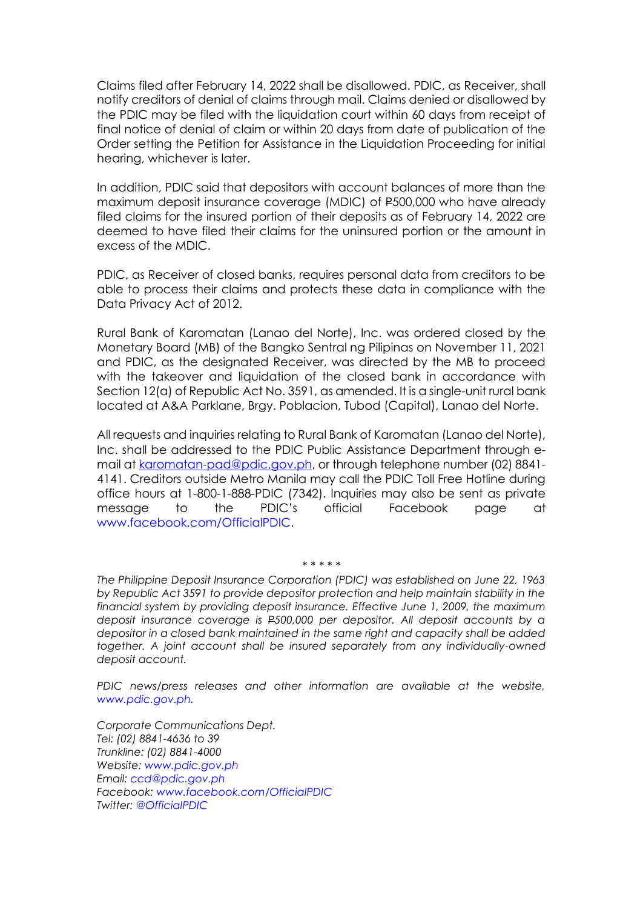Claims filed after February 14, 2022 shall be disallowed. PDIC, as Receiver, shall notify creditors of denial of claims through mail. Claims denied or disallowed by the PDIC may be filed with the liquidation court within 60 days from receipt of final notice of denial of claim or within 20 days from date of publication of the Order setting the Petition for Assistance in the Liquidation Proceeding for initial hearing, whichever is later.

In addition, PDIC said that depositors with account balances of more than the maximum deposit insurance coverage (MDIC) of ₱500,000 who have already filed claims for the insured portion of their deposits as of February 14, 2022 are deemed to have filed their claims for the uninsured portion or the amount in excess of the MDIC.

PDIC, as Receiver of closed banks, requires personal data from creditors to be able to process their claims and protects these data in compliance with the Data Privacy Act of 2012.

Rural Bank of Karomatan (Lanao del Norte), Inc. was ordered closed by the Monetary Board (MB) of the Bangko Sentral ng Pilipinas on November 11, 2021 and PDIC, as the designated Receiver, was directed by the MB to proceed with the takeover and liquidation of the closed bank in accordance with Section 12(a) of Republic Act No. 3591, as amended. It is a single-unit rural bank located at A&A Parklane, Brgy. Poblacion, Tubod (Capital), Lanao del Norte.

All requests and inquiries relating to Rural Bank of Karomatan (Lanao del Norte), Inc. shall be addressed to the PDIC Public Assistance Department through e-mail at karomatan-pad@pdic.gov.ph, or through telephone number (02) 8841-4141. Creditors outside Metro Manila may call the PDIC Toll Free Hotline during office hours at 1-800-1-888-PDIC (7342). Inquiries may also be sent as private message to the PDIC's official Facebook page at www.facebook.com/OfficialPDIC.

\* \* \* \* \*

*The Philippine Deposit Insurance Corporation (PDIC) was established on June 22, 1963 by Republic Act 3591 to provide depositor protection and help maintain stability in the financial system by providing deposit insurance. Effective June 1, 2009, the maximum deposit insurance coverage is ₱500,000 per depositor. All deposit accounts by a depositor in a closed bank maintained in the same right and capacity shall be added together. A joint account shall be insured separately from any individually-owned deposit account.*

*PDIC news/press releases and other information are available at the website, www.pdic.gov.ph.*

*Corporate Communications Dept.*  
*Tel: (02) 8841-4636 to 39*  
*Trunkline: (02) 8841-4000*  
*Website: www.pdic.gov.ph*  
*Email: ccd@pdic.gov.ph*  
*Facebook: www.facebook.com/OfficialPDIC*  
*Twitter: @OfficialPDIC*